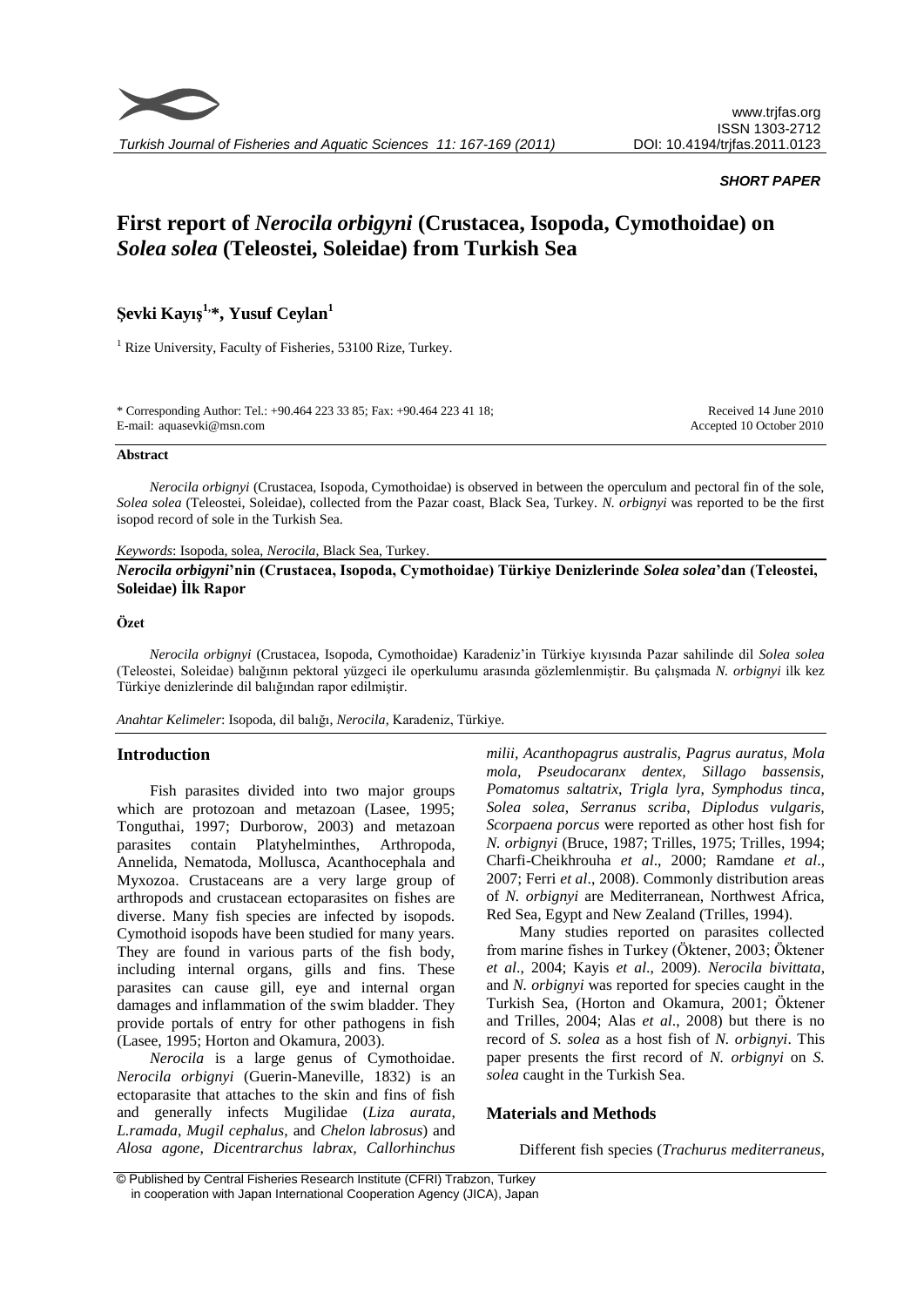*SHORT PAPER*

# First report of *Nerocila orbigyni* (Crustacea, Isopoda, Cymothoidae) on *Solea solea* (Teleostei, Soleidae) from Turkish Sea

**Şevki Kayış[1,*], Yusuf Ceylan[1]**

[1] Rize University, Faculty of Fisheries, 53100 Rize, Turkey.

\* Corresponding Author: Tel.: +90.464 223 33 85; Fax: +90.464 223 41 18; E-mail: aquasevki@msn.com

Received 14 June 2010
Accepted 10 October 2010

#### Abstract

*Nerocila orbignyi* (Crustacea, Isopoda, Cymothoidae) is observed in between the operculum and pectoral fin of the sole, *Solea solea* (Teleostei, Soleidae), collected from the Pazar coast, Black Sea, Turkey. *N. orbignyi* was reported to be the first isopod record of sole in the Turkish Sea.

*Keywords*: Isopoda, solea, *Nerocila*, Black Sea, Turkey.

**_Nerocila orbignyi_'nin (Crustacea, Isopoda, Cymothoidae) Türkiye Denizlerinde _Solea solea_'dan (Teleostei, Soleidae) İlk Rapor**

#### Özet

*Nerocila orbignyi* (Crustacea, Isopoda, Cymothoidae) Karadeniz'in Türkiye kıyısında Pazar sahilinde dil *Solea solea* (Teleostei, Soleidae) balığının pektoral yüzgeci ile operkulumu arasında gözlemlenmiştir. Bu çalışmada *N. orbignyi* ilk kez Türkiye denizlerinde dil balığından rapor edilmiştir.

*Anahtar Kelimeler*: Isopoda, dil balığı, *Nerocila*, Karadeniz, Türkiye.

## Introduction

Fish parasites divided into two major groups which are protozoan and metazoan (Lasee, 1995; Tonguthai, 1997; Durborow, 2003) and metazoan parasites contain Platyhelminthes, Arthropoda, Annelida, Nematoda, Mollusca, Acanthocephala and Myxozoa. Crustaceans are a very large group of arthropods and crustacean ectoparasites on fishes are diverse. Many fish species are infected by isopods. Cymothoid isopods have been studied for many years. They are found in various parts of the fish body, including internal organs, gills and fins. These parasites can cause gill, eye and internal organ damages and inflammation of the swim bladder. They provide portals of entry for other pathogens in fish (Lasee, 1995; Horton and Okamura, 2003).

*Nerocila* is a large genus of Cymothoidae. *Nerocila orbignyi* (Guerin-Maneville, 1832) is an ectoparasite that attaches to the skin and fins of fish and generally infects Mugilidae (*Liza aurata*, *L.ramada*, *Mugil cephalus*, and *Chelon labrosus*) and *Alosa agone, Dicentrarchus labrax, Callorhinchus milii, Acanthopagrus australis, Pagrus auratus, Mola mola, Pseudocaranx dentex, Sillago bassensis, Pomatomus saltatrix, Trigla lyra, Symphodus tinca, Solea solea, Serranus scriba, Diplodus vulgaris, Scorpaena porcus* were reported as other host fish for *N. orbignyi* (Bruce, 1987; Trilles, 1975; Trilles, 1994; Charfi-Cheikhrouha *et al*., 2000; Ramdane *et al*., 2007; Ferri *et al*., 2008). Commonly distribution areas of *N. orbignyi* are Mediterranean, Northwest Africa, Red Sea, Egypt and New Zealand (Trilles, 1994).

Many studies reported on parasites collected from marine fishes in Turkey (Öktener, 2003; Öktener *et al*., 2004; Kayis *et al*., 2009). *Nerocila bivittata,* and *N. orbignyi* was reported for species caught in the Turkish Sea, (Horton and Okamura, 2001; Öktener and Trilles, 2004; Alas *et al*., 2008) but there is no record of *S. solea* as a host fish of *N. orbignyi*. This paper presents the first record of *N. orbignyi* on *S. solea* caught in the Turkish Sea.

## Materials and Methods

Different fish species (*Trachurus mediterraneus,*

© Published by Central Fisheries Research Institute (CFRI) Trabzon, Turkey in cooperation with Japan International Cooperation Agency (JICA), Japan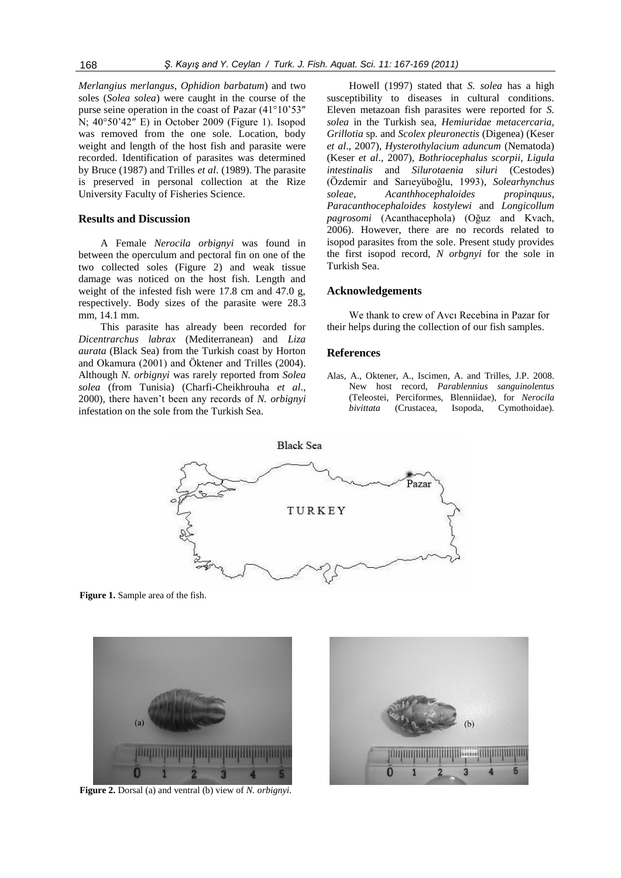*Merlangius merlangus*, *Ophidion barbatum*) and two soles (*Solea solea*) were caught in the course of the purse seine operation in the coast of Pazar (41°10'53″ N; 40°50'42″ E) in October 2009 (Figure 1). Isopod was removed from the one sole. Location, body weight and length of the host fish and parasite were recorded. Identification of parasites was determined by Bruce (1987) and Trilles *et al*. (1989). The parasite is preserved in personal collection at the Rize University Faculty of Fisheries Science.

## Results and Discussion

A Female *Nerocila orbignyi* was found in between the operculum and pectoral fin on one of the two collected soles (Figure 2) and weak tissue damage was noticed on the host fish. Length and weight of the infested fish were 17.8 cm and 47.0 g, respectively. Body sizes of the parasite were 28.3 mm, 14.1 mm.

This parasite has already been recorded for *Dicentrarchus labrax* (Mediterranean) and *Liza aurata* (Black Sea) from the Turkish coast by Horton and Okamura (2001) and Öktener and Trilles (2004). Although *N. orbignyi* was rarely reported from *Solea solea* (from Tunisia) (Charfi-Cheikhrouha *et al*., 2000), there haven't been any records of *N. orbignyi* infestation on the sole from the Turkish Sea.

Howell (1997) stated that *S. solea* has a high susceptibility to diseases in cultural conditions. Eleven metazoan fish parasites were reported for *S. solea* in the Turkish sea, *Hemiuridae metacercaria, Grillotia* sp. and *Scolex pleuronectis* (Digenea) (Keser *et al*., 2007), *Hysterothylacium aduncum* (Nematoda) (Keser *et al*., 2007), *Bothriocephalus scorpii*, *Ligula intestinalis* and *Silurotaenia siluri* (Cestodes) (Özdemir and Sarıeyüboğlu, 1993), *Solearhynchus soleae*, *Acanthhocephaloides propinquus*, *Paracanthocephaloides kostylewi* and *Longicollum pagrosomi* (Acanthacephola) (Oğuz and Kvach, 2006). However, there are no records related to isopod parasites from the sole. Present study provides the first isopod record, *N orbgnyi* for the sole in Turkish Sea.

## Acknowledgements

We thank to crew of Avcı Recebina in Pazar for their helps during the collection of our fish samples.

## References

Alas, A., Oktener, A., Iscimen, A. and Trilles, J.P. 2008. New host record, *Parablennius sanguinolentus* (Teleostei, Perciformes, Blenniidae), for *Nerocila bivittata* (Crustacea, Isopoda, Cymothoidae).

**Figure 1.** Sample area of the fish.

**Figure 2.** Dorsal (a) and ventral (b) view of *N. orbignyi.*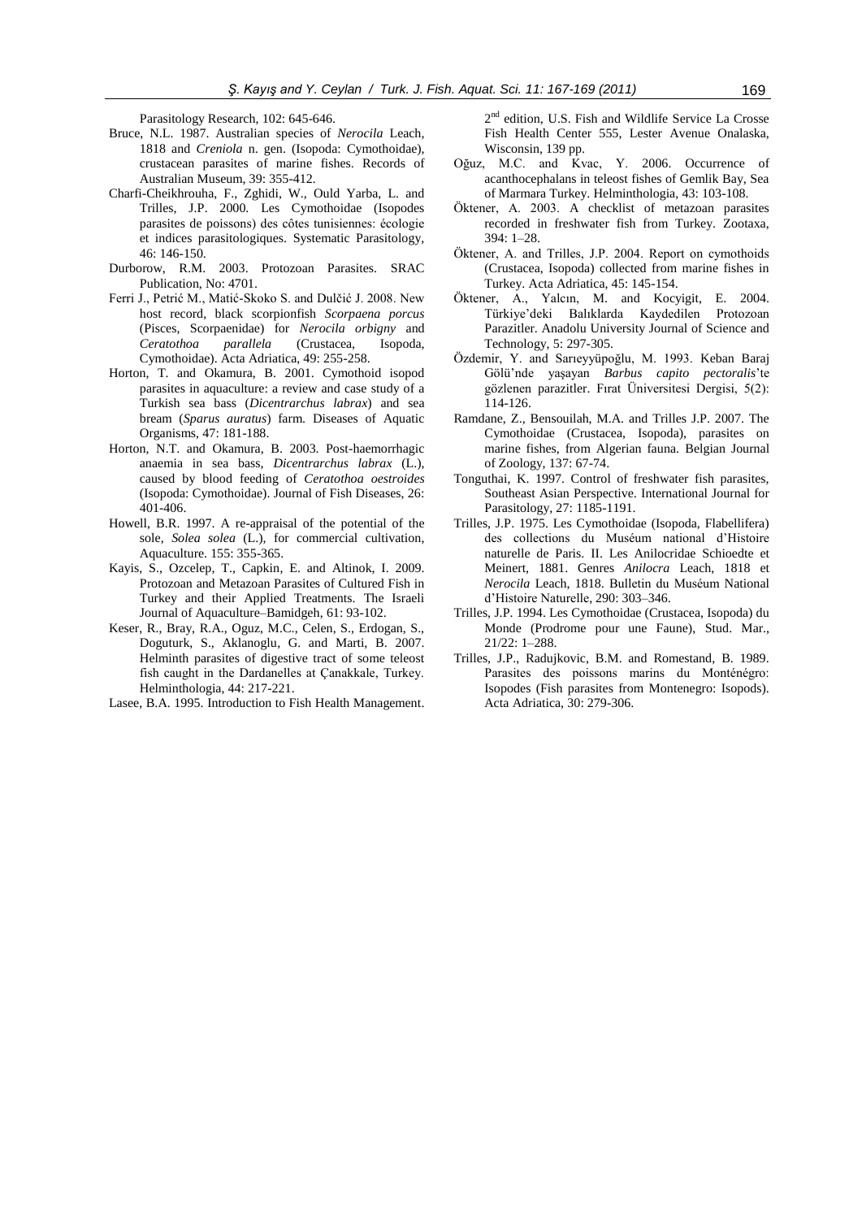Parasitology Research, 102: 645-646.

Bruce, N.L. 1987. Australian species of *Nerocila* Leach, 1818 and *Creniola* n. gen. (Isopoda: Cymothoidae), crustacean parasites of marine fishes. Records of Australian Museum, 39: 355-412.

Charfi-Cheikhrouha, F., Zghidi, W., Ould Yarba, L. and Trilles, J.P. 2000. Les Cymothoidae (Isopodes parasites de poissons) des côtes tunisiennes: écologie et indices parasitologiques. Systematic Parasitology, 46: 146-150.

Durborow, R.M. 2003. Protozoan Parasites. SRAC Publication, No: 4701.

Ferri J., Petrić M., Matić-Skoko S. and Dulčić J. 2008. New host record, black scorpionfish *Scorpaena porcus* (Pisces, Scorpaenidae) for *Nerocila orbigny* and *Ceratothoa parallela* (Crustacea, Isopoda, Cymothoidae). Acta Adriatica, 49: 255-258.

Horton, T. and Okamura, B. 2001. Cymothoid isopod parasites in aquaculture: a review and case study of a Turkish sea bass (*Dicentrarchus labrax*) and sea bream (*Sparus auratus*) farm. Diseases of Aquatic Organisms, 47: 181-188.

Horton, N.T. and Okamura, B. 2003. Post-haemorrhagic anaemia in sea bass, *Dicentrarchus labrax* (L.), caused by blood feeding of *Ceratothoa oestroides* (Isopoda: Cymothoidae). Journal of Fish Diseases, 26: 401-406.

Howell, B.R. 1997. A re-appraisal of the potential of the sole, *Solea solea* (L.), for commercial cultivation, Aquaculture. 155: 355-365.

Kayis, S., Ozcelep, T., Capkin, E. and Altinok, I. 2009. Protozoan and Metazoan Parasites of Cultured Fish in Turkey and their Applied Treatments. The Israeli Journal of Aquaculture–Bamidgeh, 61: 93-102.

Keser, R., Bray, R.A., Oguz, M.C., Celen, S., Erdogan, S., Doguturk, S., Aklanoglu, G. and Marti, B. 2007. Helminth parasites of digestive tract of some teleost fish caught in the Dardanelles at Çanakkale, Turkey. Helminthologia, 44: 217-221.

Lasee, B.A. 1995. Introduction to Fish Health Management. 2nd edition, U.S. Fish and Wildlife Service La Crosse Fish Health Center 555, Lester Avenue Onalaska, Wisconsin, 139 pp.

Oğuz, M.C. and Kvac, Y. 2006. Occurrence of acanthocephalans in teleost fishes of Gemlik Bay, Sea of Marmara Turkey. Helminthologia, 43: 103-108.

Öktener, A. 2003. A checklist of metazoan parasites recorded in freshwater fish from Turkey. Zootaxa, 394: 1–28.

Öktener, A. and Trilles, J.P. 2004. Report on cymothoids (Crustacea, Isopoda) collected from marine fishes in Turkey. Acta Adriatica, 45: 145-154.

Öktener, A., Yalcın, M. and Kocyigit, E. 2004. Türkiye'deki Balıklarda Kaydedilen Protozoan Parazitler. Anadolu University Journal of Science and Technology, 5: 297-305.

Özdemir, Y. and Sarıeyyüpoğlu, M. 1993. Keban Baraj Gölü'nde yaşayan *Barbus capito pectoralis*'te gözlenen parazitler. Fırat Üniversitesi Dergisi, 5(2): 114-126.

Ramdane, Z., Bensouilah, M.A. and Trilles J.P. 2007. The Cymothoidae (Crustacea, Isopoda), parasites on marine fishes, from Algerian fauna. Belgian Journal of Zoology, 137: 67-74.

Tonguthai, K. 1997. Control of freshwater fish parasites, Southeast Asian Perspective. International Journal for Parasitology, 27: 1185-1191.

Trilles, J.P. 1975. Les Cymothoidae (Isopoda, Flabellifera) des collections du Muséum national d'Histoire naturelle de Paris. II. Les Anilocridae Schioedte et Meinert, 1881. Genres *Anilocra* Leach, 1818 et *Nerocila* Leach, 1818. Bulletin du Muséum National d'Histoire Naturelle, 290: 303–346.

Trilles, J.P. 1994. Les Cymothoidae (Crustacea, Isopoda) du Monde (Prodrome pour une Faune), Stud. Mar., 21/22: 1–288.

Trilles, J.P., Radujkovic, B.M. and Romestand, B. 1989. Parasites des poissons marins du Monténégro: Isopodes (Fish parasites from Montenegro: Isopods). Acta Adriatica, 30: 279-306.